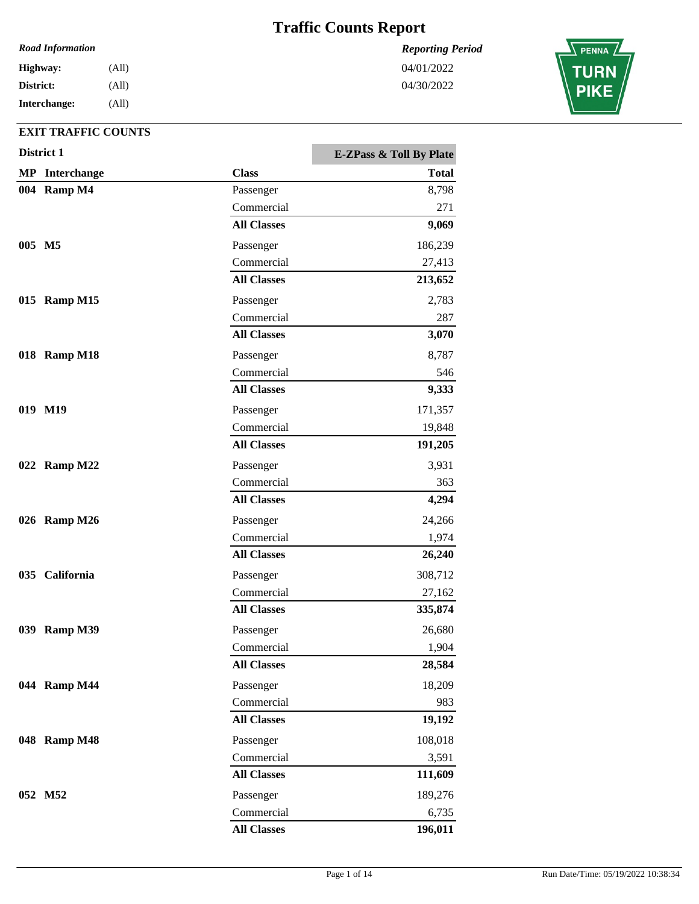# Traffic Counts Report

*Road Information*

**Highway:** (All)
**District:** (All)
**Interchange:** (All)

*Reporting Period*

04/01/2022
04/30/2022

PENNA TURN PIKE

## EXIT TRAFFIC COUNTS

### District 1

| MP | Interchange | Class | E-ZPass & Toll By Plate Total |
|---|---|---|---|
| **004** | **Ramp M4** | Passenger | 8,798 |
| | | Commercial | 271 |
| | | **All Classes** | **9,069** |
| **005** | **M5** | Passenger | 186,239 |
| | | Commercial | 27,413 |
| | | **All Classes** | **213,652** |
| **015** | **Ramp M15** | Passenger | 2,783 |
| | | Commercial | 287 |
| | | **All Classes** | **3,070** |
| **018** | **Ramp M18** | Passenger | 8,787 |
| | | Commercial | 546 |
| | | **All Classes** | **9,333** |
| **019** | **M19** | Passenger | 171,357 |
| | | Commercial | 19,848 |
| | | **All Classes** | **191,205** |
| **022** | **Ramp M22** | Passenger | 3,931 |
| | | Commercial | 363 |
| | | **All Classes** | **4,294** |
| **026** | **Ramp M26** | Passenger | 24,266 |
| | | Commercial | 1,974 |
| | | **All Classes** | **26,240** |
| **035** | **California** | Passenger | 308,712 |
| | | Commercial | 27,162 |
| | | **All Classes** | **335,874** |
| **039** | **Ramp M39** | Passenger | 26,680 |
| | | Commercial | 1,904 |
| | | **All Classes** | **28,584** |
| **044** | **Ramp M44** | Passenger | 18,209 |
| | | Commercial | 983 |
| | | **All Classes** | **19,192** |
| **048** | **Ramp M48** | Passenger | 108,018 |
| | | Commercial | 3,591 |
| | | **All Classes** | **111,609** |
| **052** | **M52** | Passenger | 189,276 |
| | | Commercial | 6,735 |
| | | **All Classes** | **196,011** |

Run Date/Time: 05/19/2022 10:38:34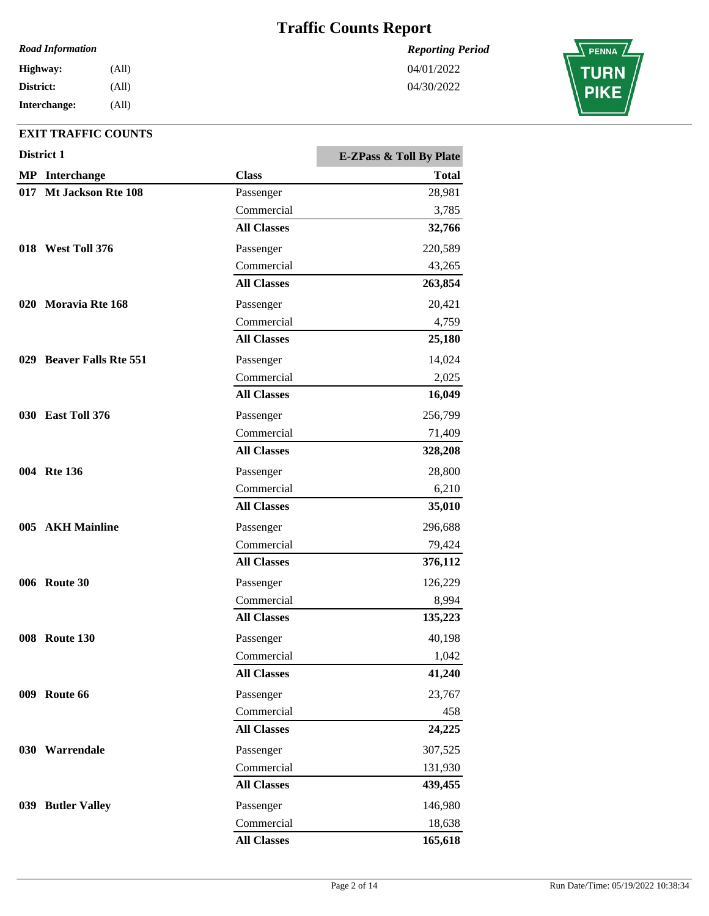# Traffic Counts Report

*Road Information*

**Highway:** (All)
**District:** (All)
**Interchange:** (All)

*Reporting Period*

04/01/2022
04/30/2022

## EXIT TRAFFIC COUNTS

**District 1**

| MP | Interchange | Class | E-ZPass & Toll By Plate Total |
|---|---|---|---|
| 017 | Mt Jackson Rte 108 | Passenger | 28,981 |
| | | Commercial | 3,785 |
| | | **All Classes** | **32,766** |
| 018 | West Toll 376 | Passenger | 220,589 |
| | | Commercial | 43,265 |
| | | **All Classes** | **263,854** |
| 020 | Moravia Rte 168 | Passenger | 20,421 |
| | | Commercial | 4,759 |
| | | **All Classes** | **25,180** |
| 029 | Beaver Falls Rte 551 | Passenger | 14,024 |
| | | Commercial | 2,025 |
| | | **All Classes** | **16,049** |
| 030 | East Toll 376 | Passenger | 256,799 |
| | | Commercial | 71,409 |
| | | **All Classes** | **328,208** |
| 004 | Rte 136 | Passenger | 28,800 |
| | | Commercial | 6,210 |
| | | **All Classes** | **35,010** |
| 005 | AKH Mainline | Passenger | 296,688 |
| | | Commercial | 79,424 |
| | | **All Classes** | **376,112** |
| 006 | Route 30 | Passenger | 126,229 |
| | | Commercial | 8,994 |
| | | **All Classes** | **135,223** |
| 008 | Route 130 | Passenger | 40,198 |
| | | Commercial | 1,042 |
| | | **All Classes** | **41,240** |
| 009 | Route 66 | Passenger | 23,767 |
| | | Commercial | 458 |
| | | **All Classes** | **24,225** |
| 030 | Warrendale | Passenger | 307,525 |
| | | Commercial | 131,930 |
| | | **All Classes** | **439,455** |
| 039 | Butler Valley | Passenger | 146,980 |
| | | Commercial | 18,638 |
| | | **All Classes** | **165,618** |

Run Date/Time: 05/19/2022 10:38:34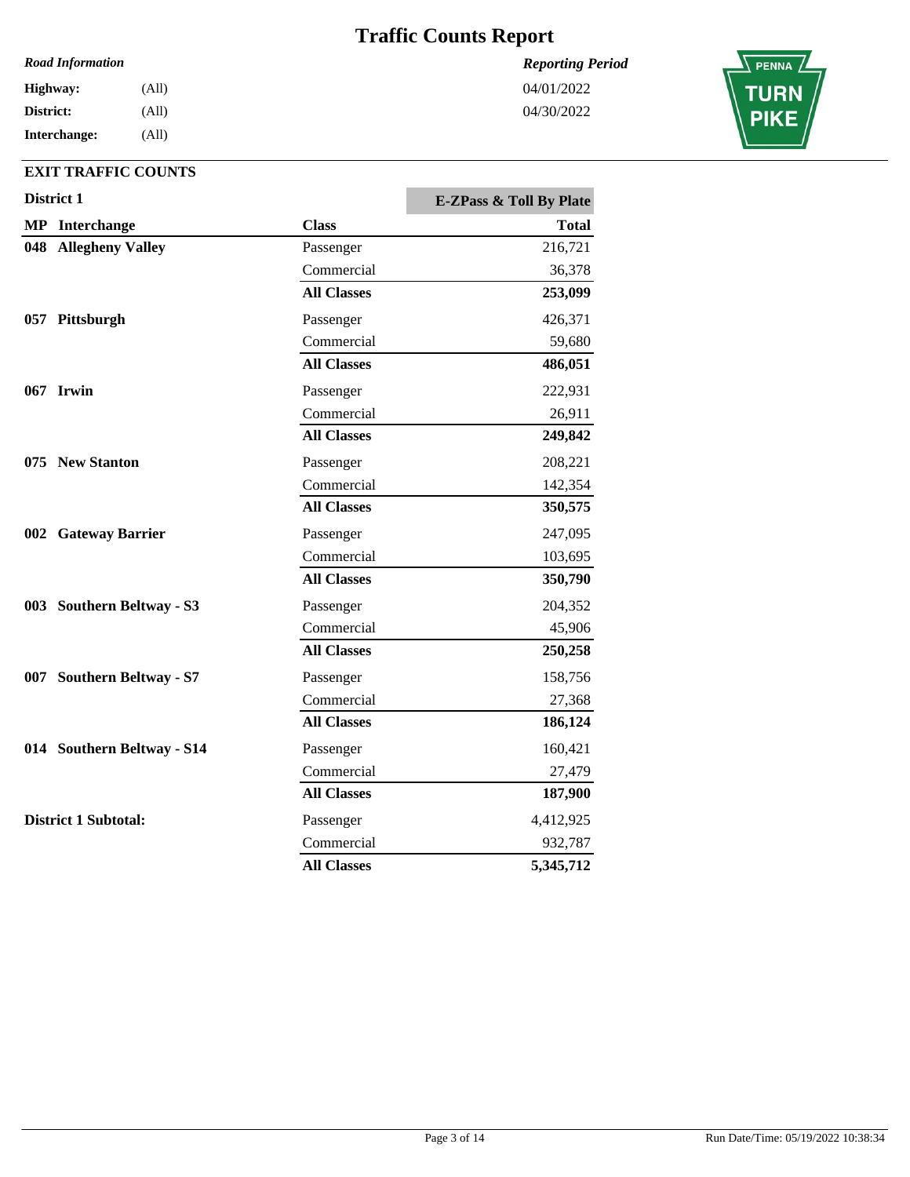# Traffic Counts Report

*Road Information*

**Highway:** (All)
**District:** (All)
**Interchange:** (All)

*Reporting Period*

04/01/2022
04/30/2022

## EXIT TRAFFIC COUNTS

**District 1**

| MP | Interchange | Class | E-ZPass & Toll By Plate Total |
|---|---|---|---|
| 048 | **Allegheny Valley** | Passenger | 216,721 |
| | | Commercial | 36,378 |
| | | **All Classes** | **253,099** |
| 057 | **Pittsburgh** | Passenger | 426,371 |
| | | Commercial | 59,680 |
| | | **All Classes** | **486,051** |
| 067 | **Irwin** | Passenger | 222,931 |
| | | Commercial | 26,911 |
| | | **All Classes** | **249,842** |
| 075 | **New Stanton** | Passenger | 208,221 |
| | | Commercial | 142,354 |
| | | **All Classes** | **350,575** |
| 002 | **Gateway Barrier** | Passenger | 247,095 |
| | | Commercial | 103,695 |
| | | **All Classes** | **350,790** |
| 003 | **Southern Beltway - S3** | Passenger | 204,352 |
| | | Commercial | 45,906 |
| | | **All Classes** | **250,258** |
| 007 | **Southern Beltway - S7** | Passenger | 158,756 |
| | | Commercial | 27,368 |
| | | **All Classes** | **186,124** |
| 014 | **Southern Beltway - S14** | Passenger | 160,421 |
| | | Commercial | 27,479 |
| | | **All Classes** | **187,900** |
| **District 1 Subtotal:** | | Passenger | 4,412,925 |
| | | Commercial | 932,787 |
| | | **All Classes** | **5,345,712** |

Run Date/Time: 05/19/2022 10:38:34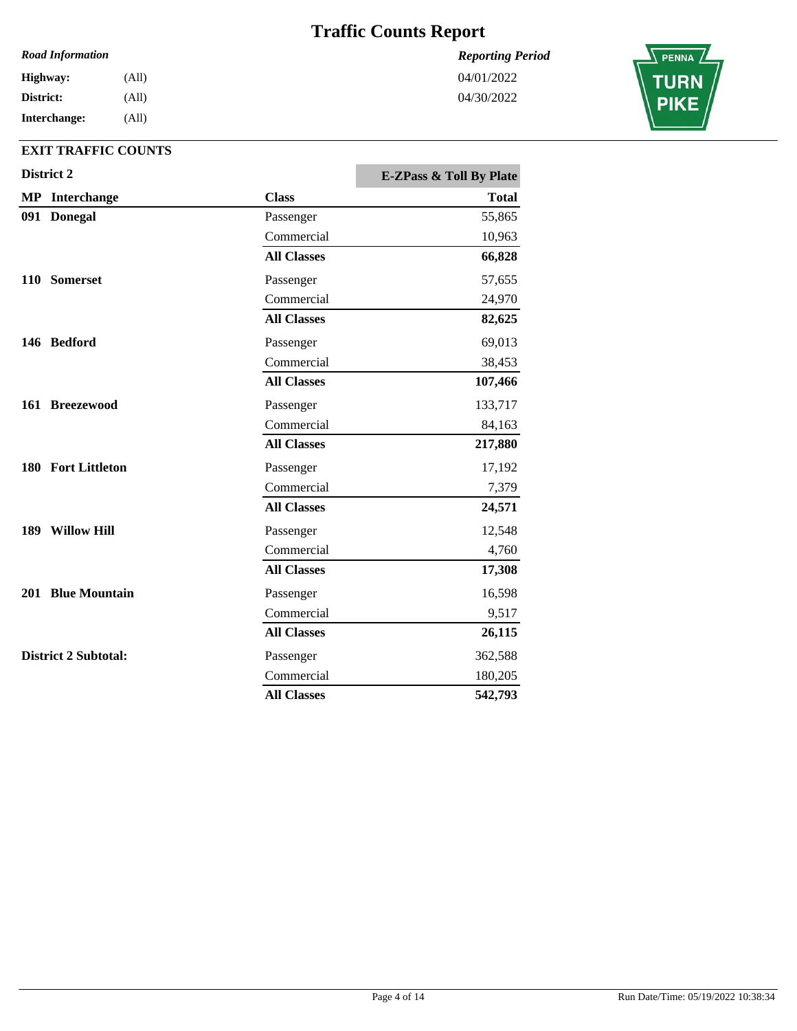# Traffic Counts Report

*Road Information*

**Highway:** (All)
**District:** (All)
**Interchange:** (All)

*Reporting Period*

04/01/2022
04/30/2022

## EXIT TRAFFIC COUNTS

### District 2

| MP | Interchange | Class | E-ZPass & Toll By Plate Total |
|---|---|---|---|
| 091 | **Donegal** | Passenger | 55,865 |
| | | Commercial | 10,963 |
| | | **All Classes** | **66,828** |
| 110 | **Somerset** | Passenger | 57,655 |
| | | Commercial | 24,970 |
| | | **All Classes** | **82,625** |
| 146 | **Bedford** | Passenger | 69,013 |
| | | Commercial | 38,453 |
| | | **All Classes** | **107,466** |
| 161 | **Breezewood** | Passenger | 133,717 |
| | | Commercial | 84,163 |
| | | **All Classes** | **217,880** |
| 180 | **Fort Littleton** | Passenger | 17,192 |
| | | Commercial | 7,379 |
| | | **All Classes** | **24,571** |
| 189 | **Willow Hill** | Passenger | 12,548 |
| | | Commercial | 4,760 |
| | | **All Classes** | **17,308** |
| 201 | **Blue Mountain** | Passenger | 16,598 |
| | | Commercial | 9,517 |
| | | **All Classes** | **26,115** |
| **District 2 Subtotal:** | | Passenger | 362,588 |
| | | Commercial | 180,205 |
| | | **All Classes** | **542,793** |

Run Date/Time: 05/19/2022 10:38:34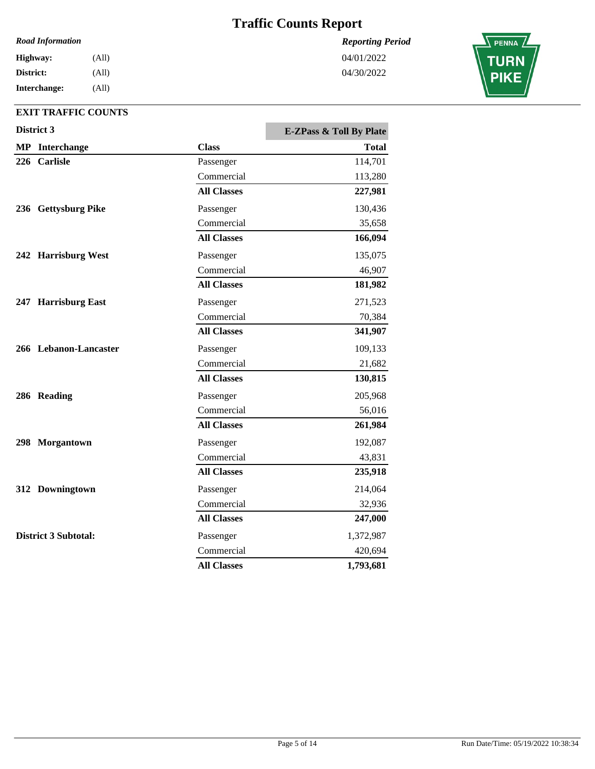# Traffic Counts Report

*Road Information*

**Highway:** (All)
**District:** (All)
**Interchange:** (All)

*Reporting Period*

04/01/2022
04/30/2022

## EXIT TRAFFIC COUNTS

### District 3

| MP | Interchange | Class | E-ZPass & Toll By Plate Total |
|---|---|---|---|
| 226 | Carlisle | Passenger | 114,701 |
| | | Commercial | 113,280 |
| | | **All Classes** | **227,981** |
| 236 | Gettysburg Pike | Passenger | 130,436 |
| | | Commercial | 35,658 |
| | | **All Classes** | **166,094** |
| 242 | Harrisburg West | Passenger | 135,075 |
| | | Commercial | 46,907 |
| | | **All Classes** | **181,982** |
| 247 | Harrisburg East | Passenger | 271,523 |
| | | Commercial | 70,384 |
| | | **All Classes** | **341,907** |
| 266 | Lebanon-Lancaster | Passenger | 109,133 |
| | | Commercial | 21,682 |
| | | **All Classes** | **130,815** |
| 286 | Reading | Passenger | 205,968 |
| | | Commercial | 56,016 |
| | | **All Classes** | **261,984** |
| 298 | Morgantown | Passenger | 192,087 |
| | | Commercial | 43,831 |
| | | **All Classes** | **235,918** |
| 312 | Downingtown | Passenger | 214,064 |
| | | Commercial | 32,936 |
| | | **All Classes** | **247,000** |
| **District 3 Subtotal:** | | Passenger | 1,372,987 |
| | | Commercial | 420,694 |
| | | **All Classes** | **1,793,681** |

Run Date/Time: 05/19/2022 10:38:34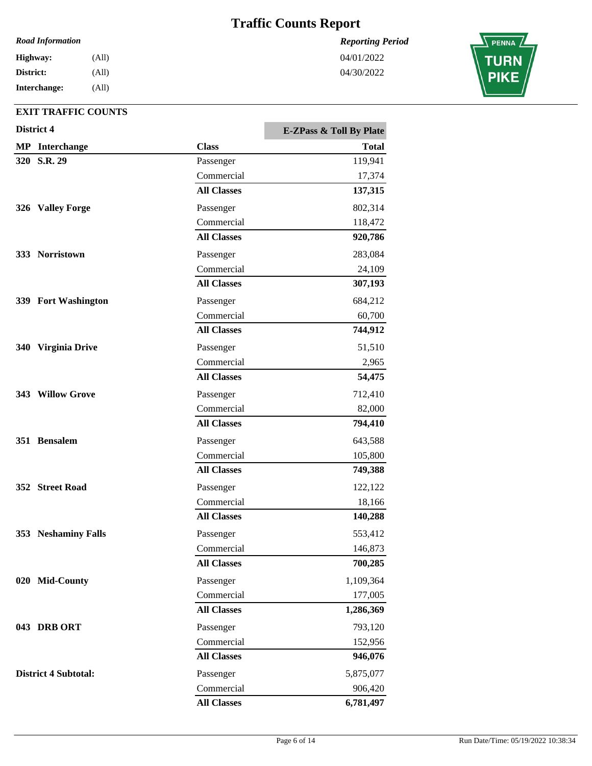# Traffic Counts Report

*Road Information*

**Highway:** (All)
**District:** (All)
**Interchange:** (All)

*Reporting Period*

04/01/2022
04/30/2022

PENNA TURN PIKE

## EXIT TRAFFIC COUNTS

### District 4

| MP | Interchange | Class | E-ZPass & Toll By Plate Total |
|---|---|---|---|
| 320 | **S.R. 29** | Passenger | 119,941 |
| | | Commercial | 17,374 |
| | | **All Classes** | **137,315** |
| 326 | **Valley Forge** | Passenger | 802,314 |
| | | Commercial | 118,472 |
| | | **All Classes** | **920,786** |
| 333 | **Norristown** | Passenger | 283,084 |
| | | Commercial | 24,109 |
| | | **All Classes** | **307,193** |
| 339 | **Fort Washington** | Passenger | 684,212 |
| | | Commercial | 60,700 |
| | | **All Classes** | **744,912** |
| 340 | **Virginia Drive** | Passenger | 51,510 |
| | | Commercial | 2,965 |
| | | **All Classes** | **54,475** |
| 343 | **Willow Grove** | Passenger | 712,410 |
| | | Commercial | 82,000 |
| | | **All Classes** | **794,410** |
| 351 | **Bensalem** | Passenger | 643,588 |
| | | Commercial | 105,800 |
| | | **All Classes** | **749,388** |
| 352 | **Street Road** | Passenger | 122,122 |
| | | Commercial | 18,166 |
| | | **All Classes** | **140,288** |
| 353 | **Neshaminy Falls** | Passenger | 553,412 |
| | | Commercial | 146,873 |
| | | **All Classes** | **700,285** |
| 020 | **Mid-County** | Passenger | 1,109,364 |
| | | Commercial | 177,005 |
| | | **All Classes** | **1,286,369** |
| 043 | **DRB ORT** | Passenger | 793,120 |
| | | Commercial | 152,956 |
| | | **All Classes** | **946,076** |
| **District 4 Subtotal:** | | Passenger | 5,875,077 |
| | | Commercial | 906,420 |
| | | **All Classes** | **6,781,497** |

Run Date/Time: 05/19/2022 10:38:34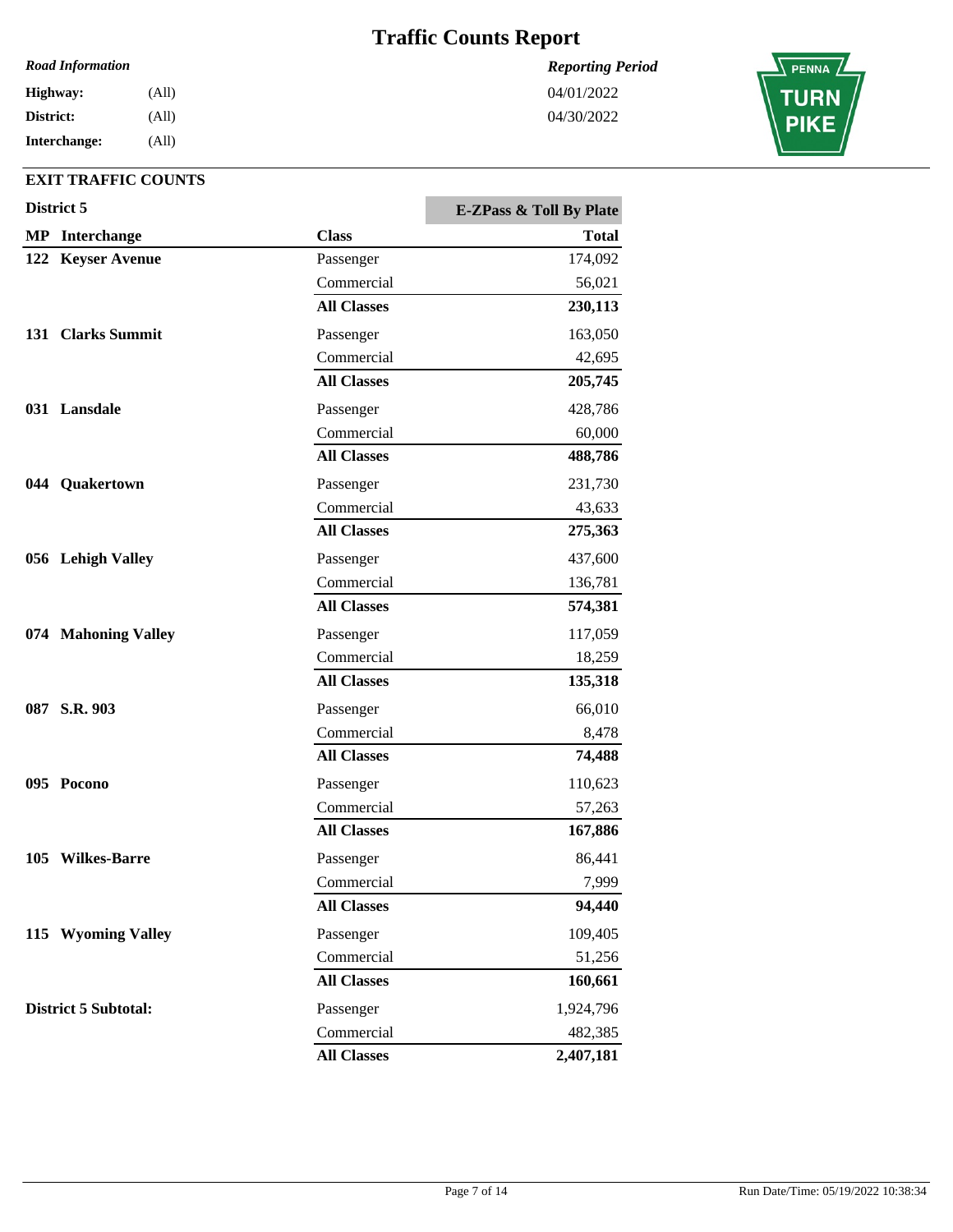# Traffic Counts Report

*Road Information*

**Highway:** (All)
**District:** (All)
**Interchange:** (All)

*Reporting Period*

04/01/2022
04/30/2022

PENNA TURN PIKE

## EXIT TRAFFIC COUNTS

### District 5

| MP | Interchange | Class | E-ZPass & Toll By Plate Total |
|---|---|---|---|
| 122 | **Keyser Avenue** | Passenger | 174,092 |
| | | Commercial | 56,021 |
| | | **All Classes** | **230,113** |
| 131 | **Clarks Summit** | Passenger | 163,050 |
| | | Commercial | 42,695 |
| | | **All Classes** | **205,745** |
| 031 | **Lansdale** | Passenger | 428,786 |
| | | Commercial | 60,000 |
| | | **All Classes** | **488,786** |
| 044 | **Quakertown** | Passenger | 231,730 |
| | | Commercial | 43,633 |
| | | **All Classes** | **275,363** |
| 056 | **Lehigh Valley** | Passenger | 437,600 |
| | | Commercial | 136,781 |
| | | **All Classes** | **574,381** |
| 074 | **Mahoning Valley** | Passenger | 117,059 |
| | | Commercial | 18,259 |
| | | **All Classes** | **135,318** |
| 087 | **S.R. 903** | Passenger | 66,010 |
| | | Commercial | 8,478 |
| | | **All Classes** | **74,488** |
| 095 | **Pocono** | Passenger | 110,623 |
| | | Commercial | 57,263 |
| | | **All Classes** | **167,886** |
| 105 | **Wilkes-Barre** | Passenger | 86,441 |
| | | Commercial | 7,999 |
| | | **All Classes** | **94,440** |
| 115 | **Wyoming Valley** | Passenger | 109,405 |
| | | Commercial | 51,256 |
| | | **All Classes** | **160,661** |
| **District 5 Subtotal:** | | Passenger | 1,924,796 |
| | | Commercial | 482,385 |
| | | **All Classes** | **2,407,181** |

Run Date/Time: 05/19/2022 10:38:34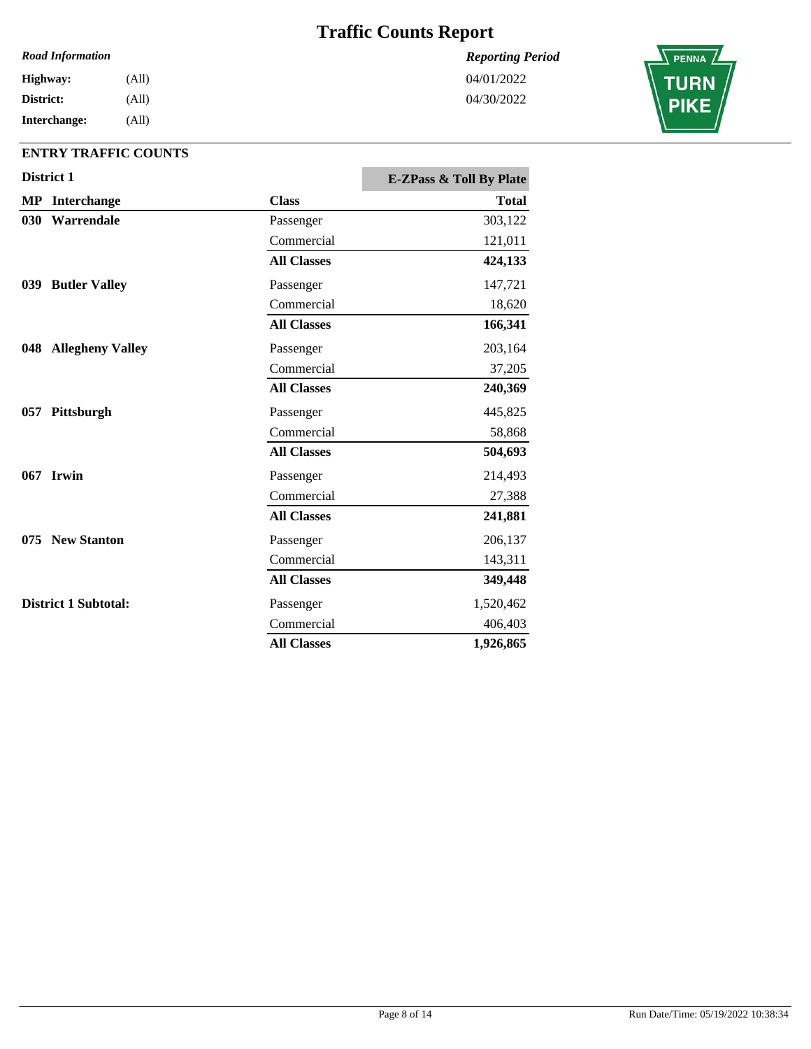# Traffic Counts Report

*Road Information*

**Highway:** (All)
**District:** (All)
**Interchange:** (All)

*Reporting Period*

04/01/2022
04/30/2022

**ENTRY TRAFFIC COUNTS**

**District 1**

| MP | Interchange | Class | E-ZPass & Toll By Plate Total |
|---|---|---|---|
| 030 | **Warrendale** | Passenger | 303,122 |
| | | Commercial | 121,011 |
| | | **All Classes** | **424,133** |
| 039 | **Butler Valley** | Passenger | 147,721 |
| | | Commercial | 18,620 |
| | | **All Classes** | **166,341** |
| 048 | **Allegheny Valley** | Passenger | 203,164 |
| | | Commercial | 37,205 |
| | | **All Classes** | **240,369** |
| 057 | **Pittsburgh** | Passenger | 445,825 |
| | | Commercial | 58,868 |
| | | **All Classes** | **504,693** |
| 067 | **Irwin** | Passenger | 214,493 |
| | | Commercial | 27,388 |
| | | **All Classes** | **241,881** |
| 075 | **New Stanton** | Passenger | 206,137 |
| | | Commercial | 143,311 |
| | | **All Classes** | **349,448** |
| **District 1 Subtotal:** | | Passenger | 1,520,462 |
| | | Commercial | 406,403 |
| | | **All Classes** | **1,926,865** |

Run Date/Time: 05/19/2022 10:38:34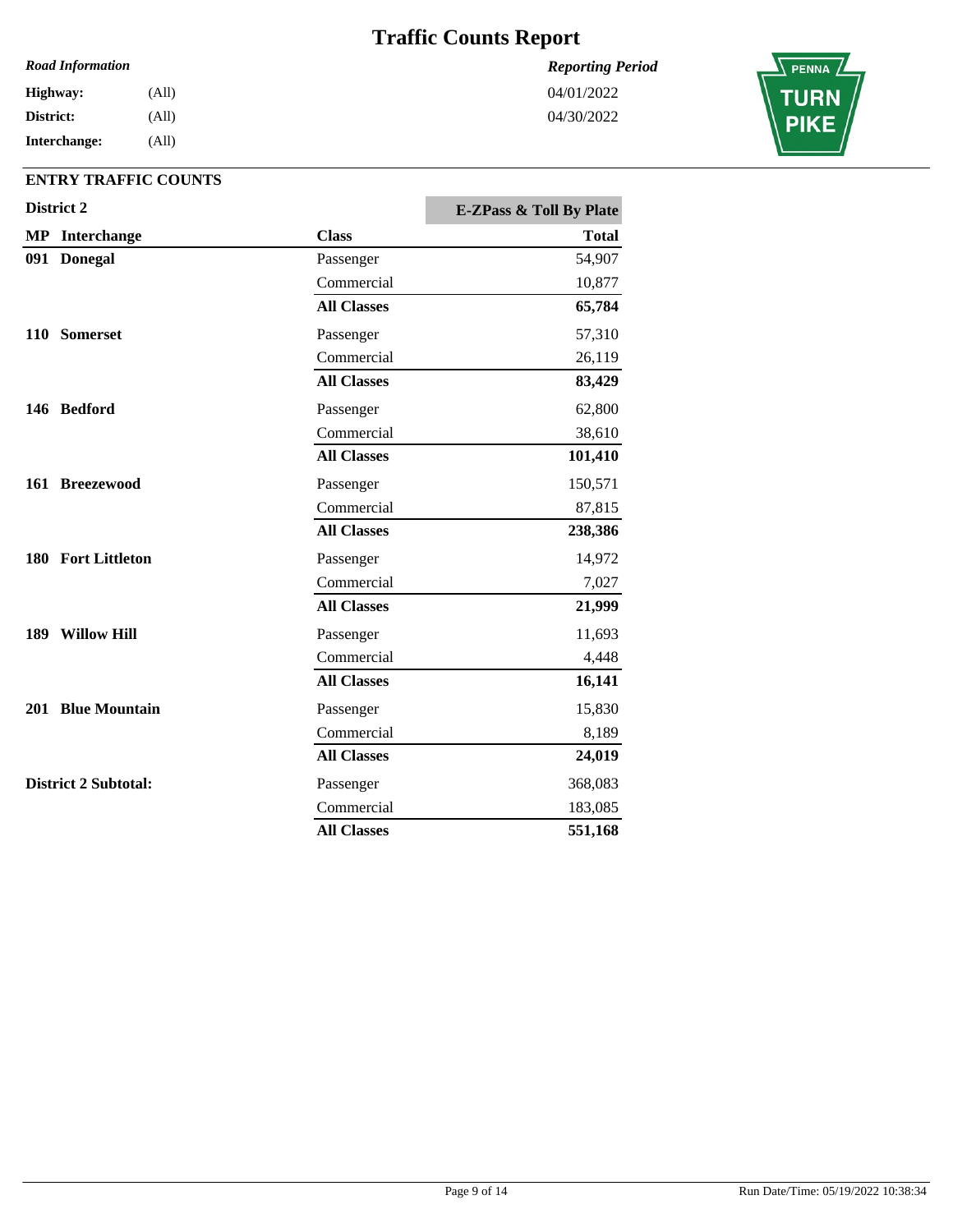# Traffic Counts Report

*Road Information*

**Highway:** (All)
**District:** (All)
**Interchange:** (All)

*Reporting Period*

04/01/2022
04/30/2022

## ENTRY TRAFFIC COUNTS

### District 2

| MP | Interchange | Class | E-ZPass & Toll By Plate Total |
|---|---|---|---|
| 091 | **Donegal** | Passenger | 54,907 |
| | | Commercial | 10,877 |
| | | **All Classes** | **65,784** |
| 110 | **Somerset** | Passenger | 57,310 |
| | | Commercial | 26,119 |
| | | **All Classes** | **83,429** |
| 146 | **Bedford** | Passenger | 62,800 |
| | | Commercial | 38,610 |
| | | **All Classes** | **101,410** |
| 161 | **Breezewood** | Passenger | 150,571 |
| | | Commercial | 87,815 |
| | | **All Classes** | **238,386** |
| 180 | **Fort Littleton** | Passenger | 14,972 |
| | | Commercial | 7,027 |
| | | **All Classes** | **21,999** |
| 189 | **Willow Hill** | Passenger | 11,693 |
| | | Commercial | 4,448 |
| | | **All Classes** | **16,141** |
| 201 | **Blue Mountain** | Passenger | 15,830 |
| | | Commercial | 8,189 |
| | | **All Classes** | **24,019** |
| **District 2 Subtotal:** | | Passenger | 368,083 |
| | | Commercial | 183,085 |
| | | **All Classes** | **551,168** |

Run Date/Time: 05/19/2022 10:38:34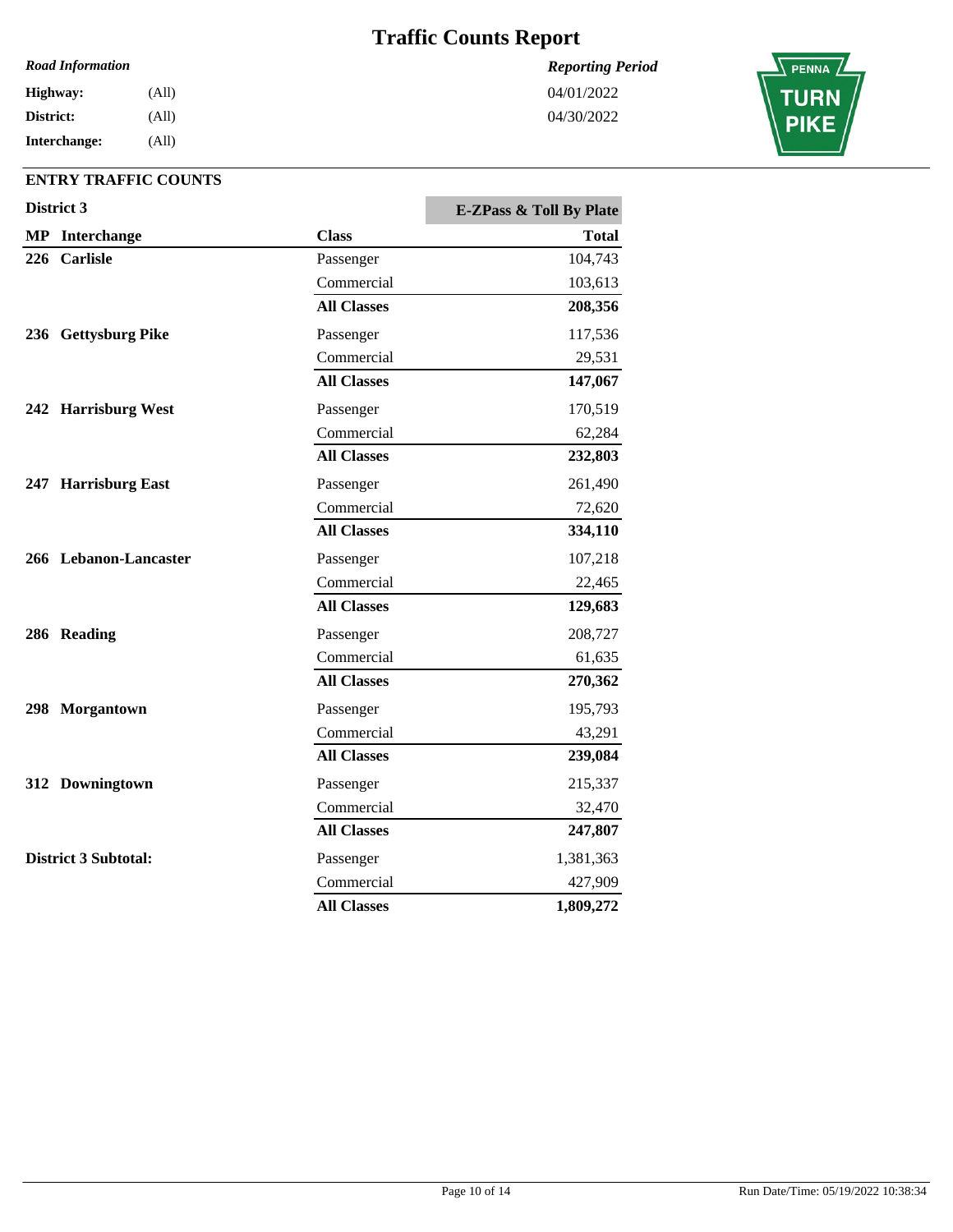# Traffic Counts Report

| *Road Information* | | *Reporting Period* |
|---|---|---|
| **Highway:** | (All) | 04/01/2022 |
| **District:** | (All) | 04/30/2022 |
| **Interchange:** | (All) | |

## ENTRY TRAFFIC COUNTS

**District 3**

| MP | Interchange | Class | E-ZPass & Toll By Plate Total |
|---|---|---|---|
| 226 | Carlisle | Passenger | 104,743 |
| | | Commercial | 103,613 |
| | | **All Classes** | **208,356** |
| 236 | Gettysburg Pike | Passenger | 117,536 |
| | | Commercial | 29,531 |
| | | **All Classes** | **147,067** |
| 242 | Harrisburg West | Passenger | 170,519 |
| | | Commercial | 62,284 |
| | | **All Classes** | **232,803** |
| 247 | Harrisburg East | Passenger | 261,490 |
| | | Commercial | 72,620 |
| | | **All Classes** | **334,110** |
| 266 | Lebanon-Lancaster | Passenger | 107,218 |
| | | Commercial | 22,465 |
| | | **All Classes** | **129,683** |
| 286 | Reading | Passenger | 208,727 |
| | | Commercial | 61,635 |
| | | **All Classes** | **270,362** |
| 298 | Morgantown | Passenger | 195,793 |
| | | Commercial | 43,291 |
| | | **All Classes** | **239,084** |
| 312 | Downingtown | Passenger | 215,337 |
| | | Commercial | 32,470 |
| | | **All Classes** | **247,807** |
| **District 3 Subtotal:** | | Passenger | 1,381,363 |
| | | Commercial | 427,909 |
| | | **All Classes** | **1,809,272** |

Run Date/Time: 05/19/2022 10:38:34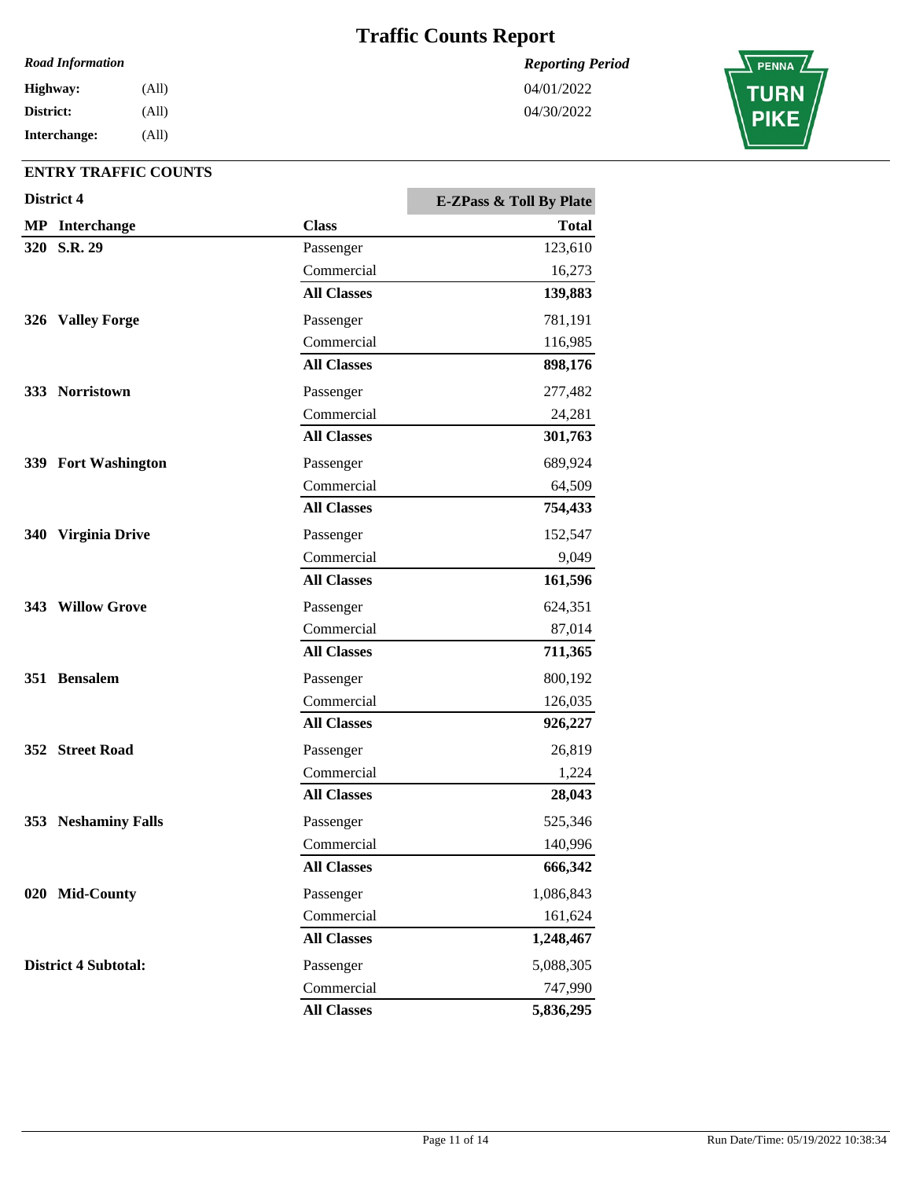# Traffic Counts Report

*Road Information*

**Highway:** (All)
**District:** (All)
**Interchange:** (All)

*Reporting Period*

04/01/2022
04/30/2022

PENNA TURN PIKE

## ENTRY TRAFFIC COUNTS

**District 4**

| MP | Interchange | Class | E-ZPass & Toll By Plate Total |
|---|---|---|---|
| 320 | **S.R. 29** | Passenger | 123,610 |
| | | Commercial | 16,273 |
| | | **All Classes** | **139,883** |
| 326 | **Valley Forge** | Passenger | 781,191 |
| | | Commercial | 116,985 |
| | | **All Classes** | **898,176** |
| 333 | **Norristown** | Passenger | 277,482 |
| | | Commercial | 24,281 |
| | | **All Classes** | **301,763** |
| 339 | **Fort Washington** | Passenger | 689,924 |
| | | Commercial | 64,509 |
| | | **All Classes** | **754,433** |
| 340 | **Virginia Drive** | Passenger | 152,547 |
| | | Commercial | 9,049 |
| | | **All Classes** | **161,596** |
| 343 | **Willow Grove** | Passenger | 624,351 |
| | | Commercial | 87,014 |
| | | **All Classes** | **711,365** |
| 351 | **Bensalem** | Passenger | 800,192 |
| | | Commercial | 126,035 |
| | | **All Classes** | **926,227** |
| 352 | **Street Road** | Passenger | 26,819 |
| | | Commercial | 1,224 |
| | | **All Classes** | **28,043** |
| 353 | **Neshaminy Falls** | Passenger | 525,346 |
| | | Commercial | 140,996 |
| | | **All Classes** | **666,342** |
| 020 | **Mid-County** | Passenger | 1,086,843 |
| | | Commercial | 161,624 |
| | | **All Classes** | **1,248,467** |
| **District 4 Subtotal:** | | Passenger | 5,088,305 |
| | | Commercial | 747,990 |
| | | **All Classes** | **5,836,295** |

Run Date/Time: 05/19/2022 10:38:34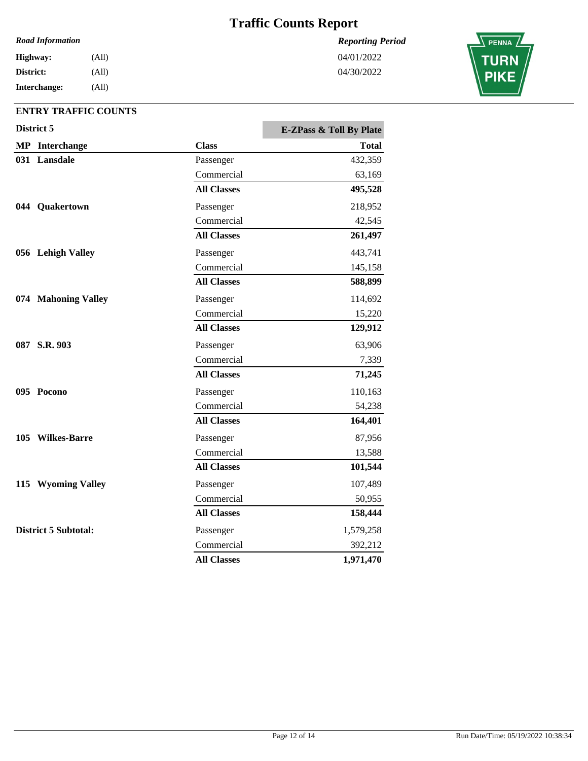# Traffic Counts Report

*Road Information*

**Highway:** (All)
**District:** (All)
**Interchange:** (All)

*Reporting Period*

04/01/2022
04/30/2022

## ENTRY TRAFFIC COUNTS

### District 5

| MP | Interchange | Class | E-ZPass & Toll By Plate Total |
|---|---|---|---|
| **031** | **Lansdale** | Passenger | 432,359 |
| | | Commercial | 63,169 |
| | | **All Classes** | **495,528** |
| **044** | **Quakertown** | Passenger | 218,952 |
| | | Commercial | 42,545 |
| | | **All Classes** | **261,497** |
| **056** | **Lehigh Valley** | Passenger | 443,741 |
| | | Commercial | 145,158 |
| | | **All Classes** | **588,899** |
| **074** | **Mahoning Valley** | Passenger | 114,692 |
| | | Commercial | 15,220 |
| | | **All Classes** | **129,912** |
| **087** | **S.R. 903** | Passenger | 63,906 |
| | | Commercial | 7,339 |
| | | **All Classes** | **71,245** |
| **095** | **Pocono** | Passenger | 110,163 |
| | | Commercial | 54,238 |
| | | **All Classes** | **164,401** |
| **105** | **Wilkes-Barre** | Passenger | 87,956 |
| | | Commercial | 13,588 |
| | | **All Classes** | **101,544** |
| **115** | **Wyoming Valley** | Passenger | 107,489 |
| | | Commercial | 50,955 |
| | | **All Classes** | **158,444** |
| **District 5 Subtotal:** | | Passenger | 1,579,258 |
| | | Commercial | 392,212 |
| | | **All Classes** | **1,971,470** |

Run Date/Time: 05/19/2022 10:38:34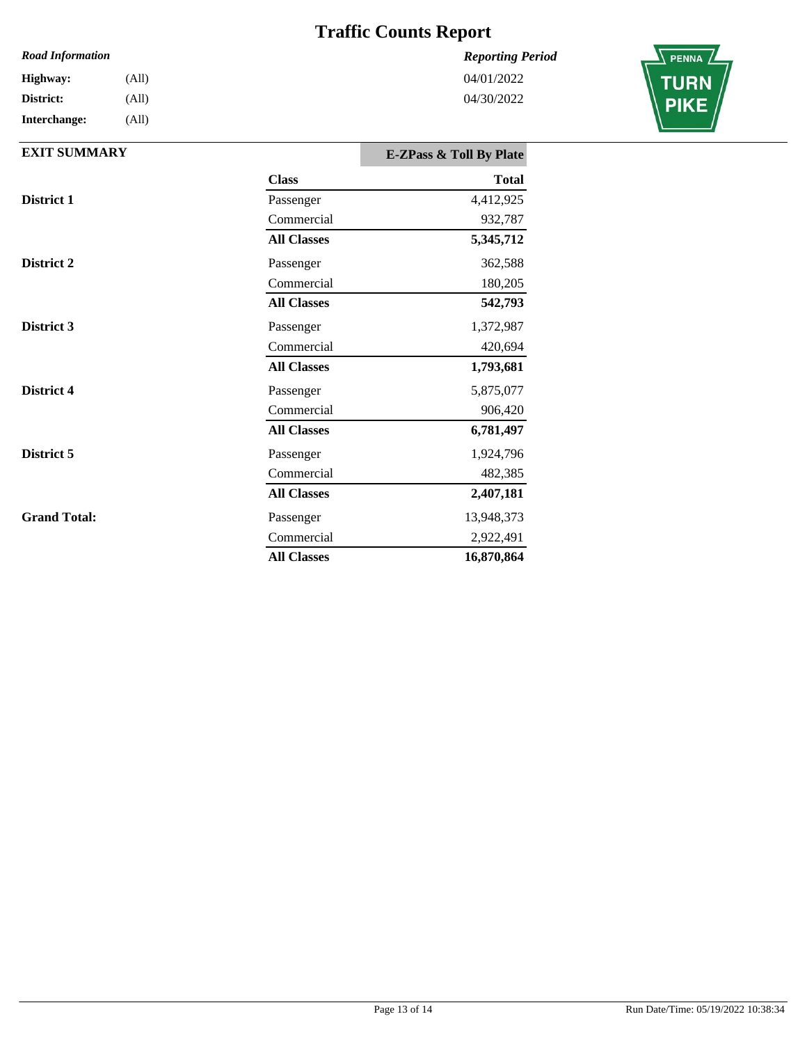# Traffic Counts Report

*Road Information*

**Highway:** (All)

**District:** (All)

**Interchange:** (All)

*Reporting Period*

04/01/2022

04/30/2022

PENNA TURN PIKE

**EXIT SUMMARY**

| | Class | E-ZPass & Toll By Plate Total |
|---|---|---|
| **District 1** | Passenger | 4,412,925 |
| | Commercial | 932,787 |
| | **All Classes** | **5,345,712** |
| **District 2** | Passenger | 362,588 |
| | Commercial | 180,205 |
| | **All Classes** | **542,793** |
| **District 3** | Passenger | 1,372,987 |
| | Commercial | 420,694 |
| | **All Classes** | **1,793,681** |
| **District 4** | Passenger | 5,875,077 |
| | Commercial | 906,420 |
| | **All Classes** | **6,781,497** |
| **District 5** | Passenger | 1,924,796 |
| | Commercial | 482,385 |
| | **All Classes** | **2,407,181** |
| **Grand Total:** | Passenger | 13,948,373 |
| | Commercial | 2,922,491 |
| | **All Classes** | **16,870,864** |

Run Date/Time: 05/19/2022 10:38:34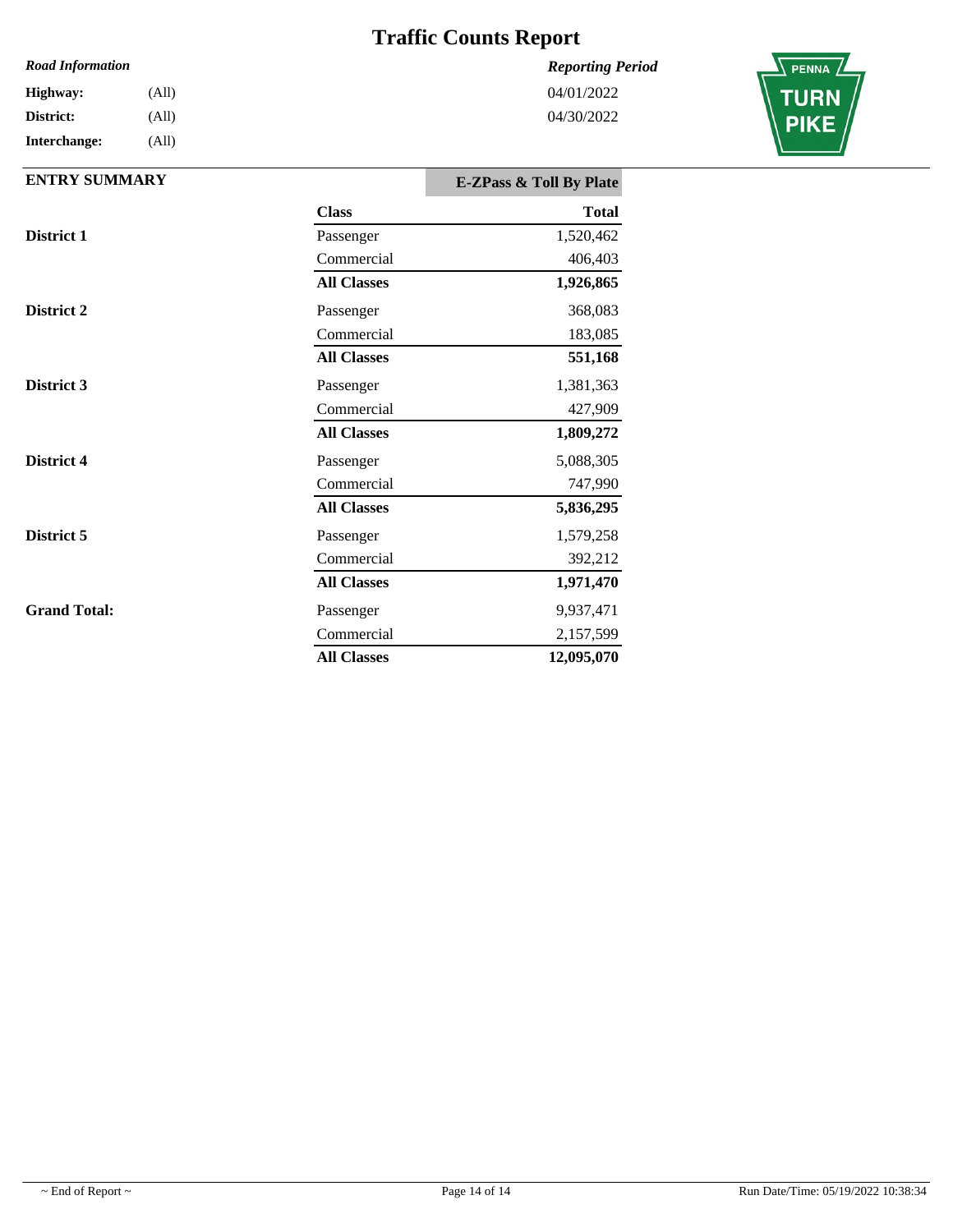# Traffic Counts Report

*Road Information*

**Highway:** (All)
**District:** (All)
**Interchange:** (All)

*Reporting Period*

04/01/2022
04/30/2022

## ENTRY SUMMARY

| | Class | E-ZPass & Toll By Plate Total |
|---|---|---|
| **District 1** | Passenger | 1,520,462 |
| | Commercial | 406,403 |
| | **All Classes** | **1,926,865** |
| **District 2** | Passenger | 368,083 |
| | Commercial | 183,085 |
| | **All Classes** | **551,168** |
| **District 3** | Passenger | 1,381,363 |
| | Commercial | 427,909 |
| | **All Classes** | **1,809,272** |
| **District 4** | Passenger | 5,088,305 |
| | Commercial | 747,990 |
| | **All Classes** | **5,836,295** |
| **District 5** | Passenger | 1,579,258 |
| | Commercial | 392,212 |
| | **All Classes** | **1,971,470** |
| **Grand Total:** | Passenger | 9,937,471 |
| | Commercial | 2,157,599 |
| | **All Classes** | **12,095,070** |

~ End of Report ~

Run Date/Time: 05/19/2022 10:38:34